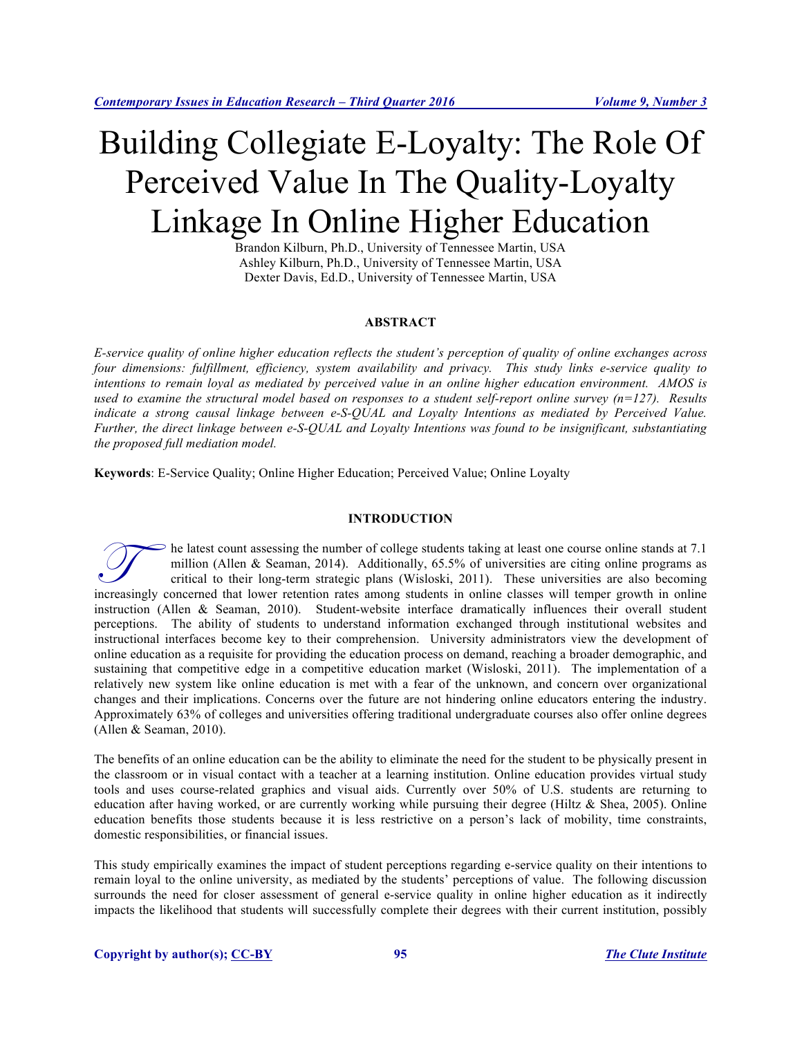# Building Collegiate E-Loyalty: The Role Of Perceived Value In The Quality-Loyalty Linkage In Online Higher Education

Brandon Kilburn, Ph.D., University of Tennessee Martin, USA
Ashley Kilburn, Ph.D., University of Tennessee Martin, USA
Dexter Davis, Ed.D., University of Tennessee Martin, USA

## ABSTRACT

*E-service quality of online higher education reflects the student's perception of quality of online exchanges across four dimensions: fulfillment, efficiency, system availability and privacy. This study links e-service quality to intentions to remain loyal as mediated by perceived value in an online higher education environment. AMOS is used to examine the structural model based on responses to a student self-report online survey (n=127). Results indicate a strong causal linkage between e-S-QUAL and Loyalty Intentions as mediated by Perceived Value. Further, the direct linkage between e-S-QUAL and Loyalty Intentions was found to be insignificant, substantiating the proposed full mediation model.*

**Keywords**: E-Service Quality; Online Higher Education; Perceived Value; Online Loyalty

## INTRODUCTION

The latest count assessing the number of college students taking at least one course online stands at 7.1 million (Allen & Seaman, 2014). Additionally, 65.5% of universities are citing online programs as critical to their long-term strategic plans (Wisloski, 2011). These universities are also becoming increasingly concerned that lower retention rates among students in online classes will temper growth in online instruction (Allen & Seaman, 2010). Student-website interface dramatically influences their overall student perceptions. The ability of students to understand information exchanged through institutional websites and instructional interfaces become key to their comprehension. University administrators view the development of online education as a requisite for providing the education process on demand, reaching a broader demographic, and sustaining that competitive edge in a competitive education market (Wisloski, 2011). The implementation of a relatively new system like online education is met with a fear of the unknown, and concern over organizational changes and their implications. Concerns over the future are not hindering online educators entering the industry. Approximately 63% of colleges and universities offering traditional undergraduate courses also offer online degrees (Allen & Seaman, 2010).

The benefits of an online education can be the ability to eliminate the need for the student to be physically present in the classroom or in visual contact with a teacher at a learning institution. Online education provides virtual study tools and uses course-related graphics and visual aids. Currently over 50% of U.S. students are returning to education after having worked, or are currently working while pursuing their degree (Hiltz & Shea, 2005). Online education benefits those students because it is less restrictive on a person's lack of mobility, time constraints, domestic responsibilities, or financial issues.

This study empirically examines the impact of student perceptions regarding e-service quality on their intentions to remain loyal to the online university, as mediated by the students' perceptions of value. The following discussion surrounds the need for closer assessment of general e-service quality in online higher education as it indirectly impacts the likelihood that students will successfully complete their degrees with their current institution, possibly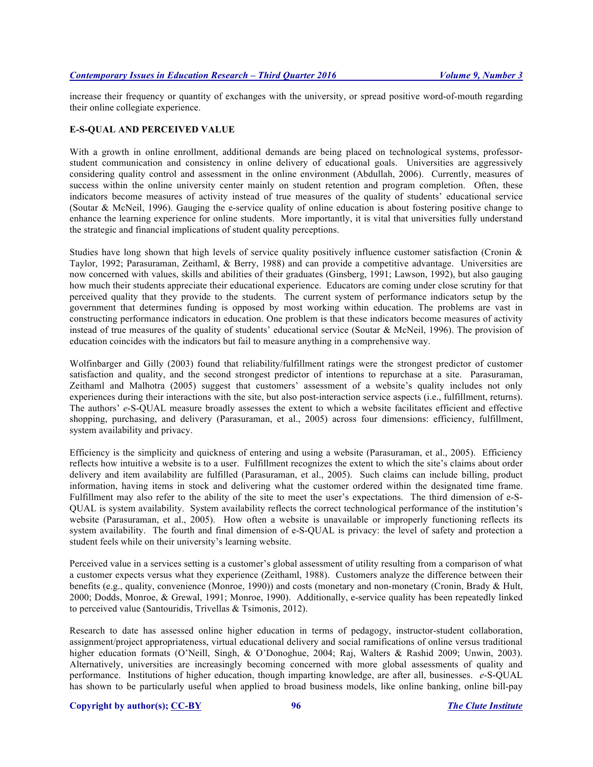increase their frequency or quantity of exchanges with the university, or spread positive word-of-mouth regarding their online collegiate experience.

## E-S-QUAL AND PERCEIVED VALUE

With a growth in online enrollment, additional demands are being placed on technological systems, professor-student communication and consistency in online delivery of educational goals. Universities are aggressively considering quality control and assessment in the online environment (Abdullah, 2006). Currently, measures of success within the online university center mainly on student retention and program completion. Often, these indicators become measures of activity instead of true measures of the quality of students' educational service (Soutar & McNeil, 1996). Gauging the e-service quality of online education is about fostering positive change to enhance the learning experience for online students. More importantly, it is vital that universities fully understand the strategic and financial implications of student quality perceptions.

Studies have long shown that high levels of service quality positively influence customer satisfaction (Cronin & Taylor, 1992; Parasuraman, Zeithaml, & Berry, 1988) and can provide a competitive advantage. Universities are now concerned with values, skills and abilities of their graduates (Ginsberg, 1991; Lawson, 1992), but also gauging how much their students appreciate their educational experience. Educators are coming under close scrutiny for that perceived quality that they provide to the students. The current system of performance indicators setup by the government that determines funding is opposed by most working within education. The problems are vast in constructing performance indicators in education. One problem is that these indicators become measures of activity instead of true measures of the quality of students' educational service (Soutar & McNeil, 1996). The provision of education coincides with the indicators but fail to measure anything in a comprehensive way.

Wolfinbarger and Gilly (2003) found that reliability/fulfillment ratings were the strongest predictor of customer satisfaction and quality, and the second strongest predictor of intentions to repurchase at a site. Parasuraman, Zeithaml and Malhotra (2005) suggest that customers' assessment of a website's quality includes not only experiences during their interactions with the site, but also post-interaction service aspects (i.e., fulfillment, returns). The authors' *e*-S-QUAL measure broadly assesses the extent to which a website facilitates efficient and effective shopping, purchasing, and delivery (Parasuraman, et al., 2005) across four dimensions: efficiency, fulfillment, system availability and privacy.

Efficiency is the simplicity and quickness of entering and using a website (Parasuraman, et al., 2005). Efficiency reflects how intuitive a website is to a user. Fulfillment recognizes the extent to which the site's claims about order delivery and item availability are fulfilled (Parasuraman, et al., 2005). Such claims can include billing, product information, having items in stock and delivering what the customer ordered within the designated time frame. Fulfillment may also refer to the ability of the site to meet the user's expectations. The third dimension of e-S-QUAL is system availability. System availability reflects the correct technological performance of the institution's website (Parasuraman, et al., 2005). How often a website is unavailable or improperly functioning reflects its system availability. The fourth and final dimension of e-S-QUAL is privacy: the level of safety and protection a student feels while on their university's learning website.

Perceived value in a services setting is a customer's global assessment of utility resulting from a comparison of what a customer expects versus what they experience (Zeithaml, 1988). Customers analyze the difference between their benefits (e.g., quality, convenience (Monroe, 1990)) and costs (monetary and non-monetary (Cronin, Brady & Hult, 2000; Dodds, Monroe, & Grewal, 1991; Monroe, 1990). Additionally, e-service quality has been repeatedly linked to perceived value (Santouridis, Trivellas & Tsimonis, 2012).

Research to date has assessed online higher education in terms of pedagogy, instructor-student collaboration, assignment/project appropriateness, virtual educational delivery and social ramifications of online versus traditional higher education formats (O'Neill, Singh, & O'Donoghue, 2004; Raj, Walters & Rashid 2009; Unwin, 2003). Alternatively, universities are increasingly becoming concerned with more global assessments of quality and performance. Institutions of higher education, though imparting knowledge, are after all, businesses. *e*-S-QUAL has shown to be particularly useful when applied to broad business models, like online banking, online bill-pay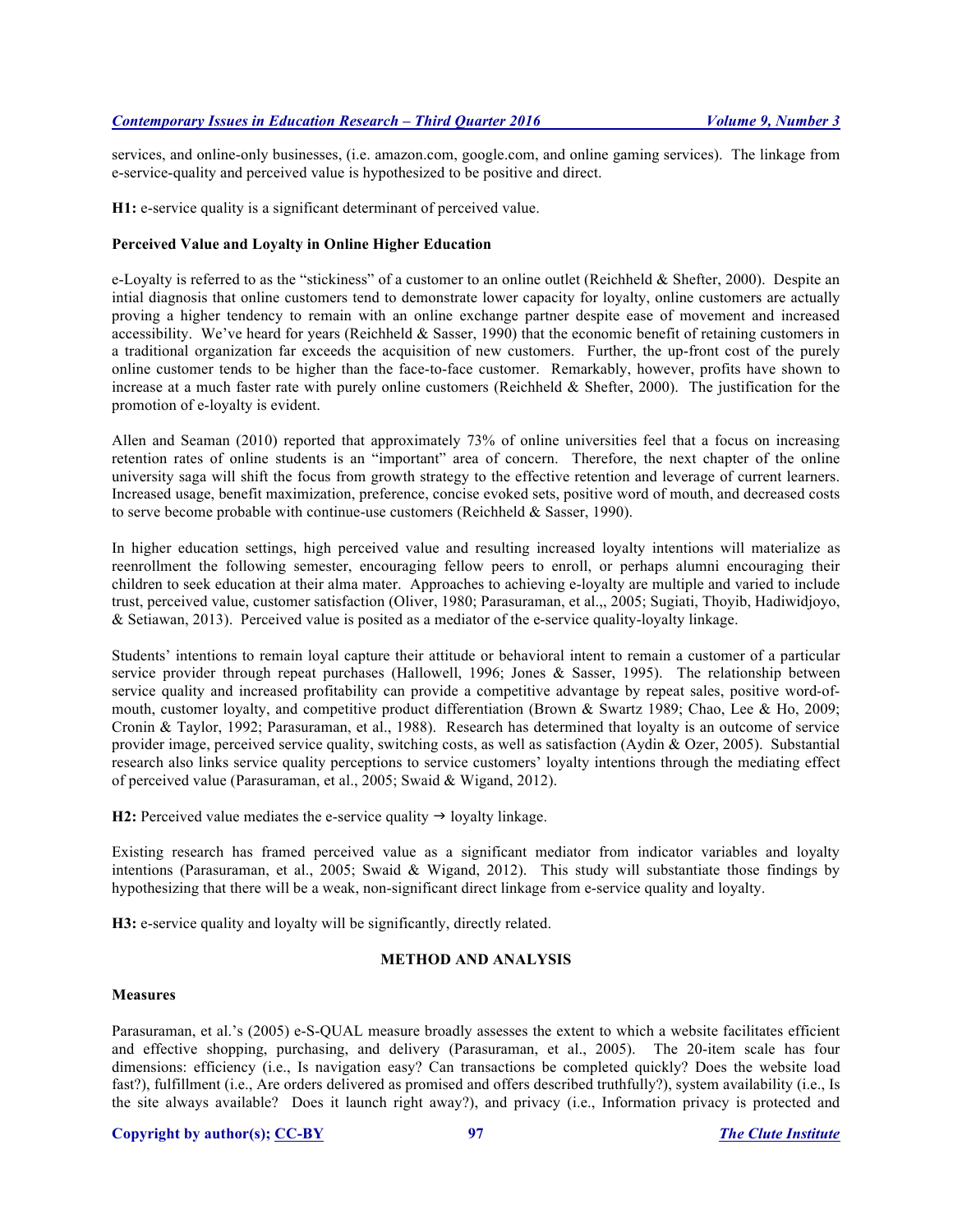services, and online-only businesses, (i.e. amazon.com, google.com, and online gaming services). The linkage from e-service-quality and perceived value is hypothesized to be positive and direct.

**H1:** e-service quality is a significant determinant of perceived value.

### Perceived Value and Loyalty in Online Higher Education

e-Loyalty is referred to as the "stickiness" of a customer to an online outlet (Reichheld & Shefter, 2000). Despite an intial diagnosis that online customers tend to demonstrate lower capacity for loyalty, online customers are actually proving a higher tendency to remain with an online exchange partner despite ease of movement and increased accessibility. We've heard for years (Reichheld & Sasser, 1990) that the economic benefit of retaining customers in a traditional organization far exceeds the acquisition of new customers. Further, the up-front cost of the purely online customer tends to be higher than the face-to-face customer. Remarkably, however, profits have shown to increase at a much faster rate with purely online customers (Reichheld & Shefter, 2000). The justification for the promotion of e-loyalty is evident.

Allen and Seaman (2010) reported that approximately 73% of online universities feel that a focus on increasing retention rates of online students is an "important" area of concern. Therefore, the next chapter of the online university saga will shift the focus from growth strategy to the effective retention and leverage of current learners. Increased usage, benefit maximization, preference, concise evoked sets, positive word of mouth, and decreased costs to serve become probable with continue-use customers (Reichheld & Sasser, 1990).

In higher education settings, high perceived value and resulting increased loyalty intentions will materialize as reenrollment the following semester, encouraging fellow peers to enroll, or perhaps alumni encouraging their children to seek education at their alma mater. Approaches to achieving e-loyalty are multiple and varied to include trust, perceived value, customer satisfaction (Oliver, 1980; Parasuraman, et al.,, 2005; Sugiati, Thoyib, Hadiwidjoyo, & Setiawan, 2013). Perceived value is posited as a mediator of the e-service quality-loyalty linkage.

Students' intentions to remain loyal capture their attitude or behavioral intent to remain a customer of a particular service provider through repeat purchases (Hallowell, 1996; Jones & Sasser, 1995). The relationship between service quality and increased profitability can provide a competitive advantage by repeat sales, positive word-of-mouth, customer loyalty, and competitive product differentiation (Brown & Swartz 1989; Chao, Lee & Ho, 2009; Cronin & Taylor, 1992; Parasuraman, et al., 1988). Research has determined that loyalty is an outcome of service provider image, perceived service quality, switching costs, as well as satisfaction (Aydin & Ozer, 2005). Substantial research also links service quality perceptions to service customers' loyalty intentions through the mediating effect of perceived value (Parasuraman, et al., 2005; Swaid & Wigand, 2012).

**H2:** Perceived value mediates the e-service quality → loyalty linkage.

Existing research has framed perceived value as a significant mediator from indicator variables and loyalty intentions (Parasuraman, et al., 2005; Swaid & Wigand, 2012). This study will substantiate those findings by hypothesizing that there will be a weak, non-significant direct linkage from e-service quality and loyalty.

**H3:** e-service quality and loyalty will be significantly, directly related.

## METHOD AND ANALYSIS

### Measures

Parasuraman, et al.'s (2005) e-S-QUAL measure broadly assesses the extent to which a website facilitates efficient and effective shopping, purchasing, and delivery (Parasuraman, et al., 2005). The 20-item scale has four dimensions: efficiency (i.e., Is navigation easy? Can transactions be completed quickly? Does the website load fast?), fulfillment (i.e., Are orders delivered as promised and offers described truthfully?), system availability (i.e., Is the site always available? Does it launch right away?), and privacy (i.e., Information privacy is protected and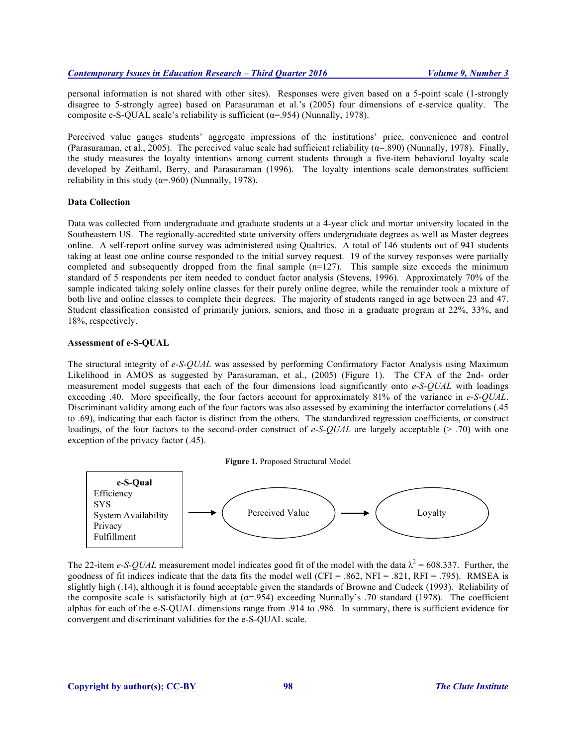personal information is not shared with other sites). Responses were given based on a 5-point scale (1-strongly disagree to 5-strongly agree) based on Parasuraman et al.'s (2005) four dimensions of e-service quality. The composite e-S-QUAL scale's reliability is sufficient ($\alpha$=.954) (Nunnally, 1978).

Perceived value gauges students' aggregate impressions of the institutions' price, convenience and control (Parasuraman, et al., 2005). The perceived value scale had sufficient reliability ($\alpha$=.890) (Nunnally, 1978). Finally, the study measures the loyalty intentions among current students through a five-item behavioral loyalty scale developed by Zeithaml, Berry, and Parasuraman (1996). The loyalty intentions scale demonstrates sufficient reliability in this study ($\alpha$=.960) (Nunnally, 1978).

**Data Collection**

Data was collected from undergraduate and graduate students at a 4-year click and mortar university located in the Southeastern US. The regionally-accredited state university offers undergraduate degrees as well as Master degrees online. A self-report online survey was administered using Qualtrics. A total of 146 students out of 941 students taking at least one online course responded to the initial survey request. 19 of the survey responses were partially completed and subsequently dropped from the final sample (n=127). This sample size exceeds the minimum standard of 5 respondents per item needed to conduct factor analysis (Stevens, 1996). Approximately 70% of the sample indicated taking solely online classes for their purely online degree, while the remainder took a mixture of both live and online classes to complete their degrees. The majority of students ranged in age between 23 and 47. Student classification consisted of primarily juniors, seniors, and those in a graduate program at 22%, 33%, and 18%, respectively.

**Assessment of e-S-QUAL**

The structural integrity of *e-S-QUAL* was assessed by performing Confirmatory Factor Analysis using Maximum Likelihood in AMOS as suggested by Parasuraman, et al., (2005) (Figure 1). The CFA of the 2nd- order measurement model suggests that each of the four dimensions load significantly onto *e-S-QUAL* with loadings exceeding .40. More specifically, the four factors account for approximately 81% of the variance in *e-S-QUAL*. Discriminant validity among each of the four factors was also assessed by examining the interfactor correlations (.45 to .69), indicating that each factor is distinct from the others. The standardized regression coefficients, or construct loadings, of the four factors to the second-order construct of *e-S-QUAL* are largely acceptable (> .70) with one exception of the privacy factor (.45).

**Figure 1.** Proposed Structural Model

**e-S-Qual**: Efficiency, SYS, System Availability, Privacy, Fulfillment → Perceived Value → Loyalty

The 22-item *e-S-QUAL* measurement model indicates good fit of the model with the data $\lambda^2$ = 608.337. Further, the goodness of fit indices indicate that the data fits the model well (CFI = .862, NFI = .821, RFI = .795). RMSEA is slightly high (.14), although it is found acceptable given the standards of Browne and Cudeck (1993). Reliability of the composite scale is satisfactorily high at ($\alpha$=.954) exceeding Nunnally's .70 standard (1978). The coefficient alphas for each of the e-S-QUAL dimensions range from .914 to .986. In summary, there is sufficient evidence for convergent and discriminant validities for the e-S-QUAL scale.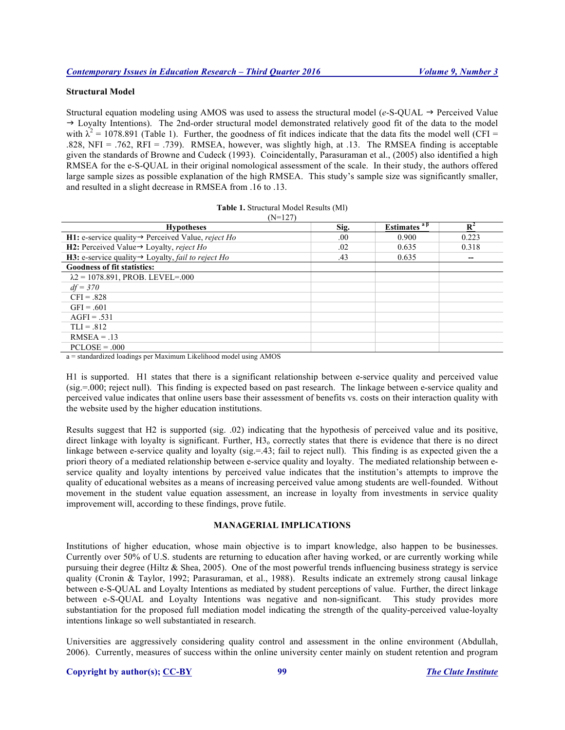### Structural Model

Structural equation modeling using AMOS was used to assess the structural model (*e*-S-QUAL → Perceived Value → Loyalty Intentions). The 2nd-order structural model demonstrated relatively good fit of the data to the model with $\lambda^2$ = 1078.891 (Table 1). Further, the goodness of fit indices indicate that the data fits the model well (CFI = .828, NFI = .762, RFI = .739). RMSEA, however, was slightly high, at .13. The RMSEA finding is acceptable given the standards of Browne and Cudeck (1993). Coincidentally, Parasuraman et al., (2005) also identified a high RMSEA for the e-S-QUAL in their original nomological assessment of the scale. In their study, the authors offered large sample sizes as possible explanation of the high RMSEA. This study's sample size was significantly smaller, and resulted in a slight decrease in RMSEA from .16 to .13.

**Table 1.** Structural Model Results (Ml)
(N=127)

| Hypotheses | Sig. | Estimates $^{a\beta}$ | $R^2$ |
|---|---|---|---|
| **H1:** e-service quality→ Perceived Value, *reject Ho* | .00 | 0.900 | 0.223 |
| **H2:** Perceived Value→ Loyalty, *reject Ho* | .02 | 0.635 | 0.318 |
| **H3:** e-service quality→ Loyalty, *fail to reject Ho* | .43 | 0.635 | -- |
| **Goodness of fit statistics:** | | | |
| $\lambda 2$ = 1078.891, PROB. LEVEL=.000 | | | |
| *df = 370* | | | |
| CFI = .828 | | | |
| GFI = .601 | | | |
| AGFI = .531 | | | |
| TLI = .812 | | | |
| RMSEA = .13 | | | |
| PCLOSE = .000 | | | |

a = standardized loadings per Maximum Likelihood model using AMOS

H1 is supported. H1 states that there is a significant relationship between e-service quality and perceived value (sig.=.000; reject null). This finding is expected based on past research. The linkage between e-service quality and perceived value indicates that online users base their assessment of benefits vs. costs on their interaction quality with the website used by the higher education institutions.

Results suggest that H2 is supported (sig. .02) indicating that the hypothesis of perceived value and its positive, direct linkage with loyalty is significant. Further, $H3_o$ correctly states that there is evidence that there is no direct linkage between e-service quality and loyalty (sig.=.43; fail to reject null). This finding is as expected given the a priori theory of a mediated relationship between e-service quality and loyalty. The mediated relationship between e-service quality and loyalty intentions by perceived value indicates that the institution's attempts to improve the quality of educational websites as a means of increasing perceived value among students are well-founded. Without movement in the student value equation assessment, an increase in loyalty from investments in service quality improvement will, according to these findings, prove futile.

## MANAGERIAL IMPLICATIONS

Institutions of higher education, whose main objective is to impart knowledge, also happen to be businesses. Currently over 50% of U.S. students are returning to education after having worked, or are currently working while pursuing their degree (Hiltz & Shea, 2005). One of the most powerful trends influencing business strategy is service quality (Cronin & Taylor, 1992; Parasuraman, et al., 1988). Results indicate an extremely strong causal linkage between e-S-QUAL and Loyalty Intentions as mediated by student perceptions of value. Further, the direct linkage between e-S-QUAL and Loyalty Intentions was negative and non-significant. This study provides more substantiation for the proposed full mediation model indicating the strength of the quality-perceived value-loyalty intentions linkage so well substantiated in research.

Universities are aggressively considering quality control and assessment in the online environment (Abdullah, 2006). Currently, measures of success within the online university center mainly on student retention and program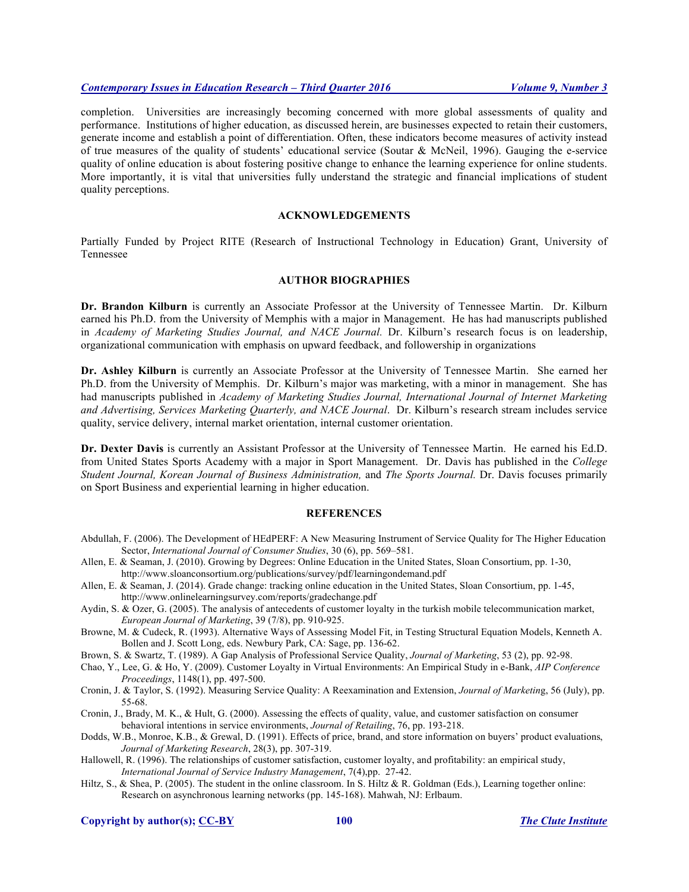completion. Universities are increasingly becoming concerned with more global assessments of quality and performance. Institutions of higher education, as discussed herein, are businesses expected to retain their customers, generate income and establish a point of differentiation. Often, these indicators become measures of activity instead of true measures of the quality of students' educational service (Soutar & McNeil, 1996). Gauging the e-service quality of online education is about fostering positive change to enhance the learning experience for online students. More importantly, it is vital that universities fully understand the strategic and financial implications of student quality perceptions.

## ACKNOWLEDGEMENTS

Partially Funded by Project RITE (Research of Instructional Technology in Education) Grant, University of Tennessee

## AUTHOR BIOGRAPHIES

**Dr. Brandon Kilburn** is currently an Associate Professor at the University of Tennessee Martin. Dr. Kilburn earned his Ph.D. from the University of Memphis with a major in Management. He has had manuscripts published in *Academy of Marketing Studies Journal, and NACE Journal.* Dr. Kilburn's research focus is on leadership, organizational communication with emphasis on upward feedback, and followership in organizations

**Dr. Ashley Kilburn** is currently an Associate Professor at the University of Tennessee Martin. She earned her Ph.D. from the University of Memphis. Dr. Kilburn's major was marketing, with a minor in management. She has had manuscripts published in *Academy of Marketing Studies Journal, International Journal of Internet Marketing and Advertising, Services Marketing Quarterly, and NACE Journal*. Dr. Kilburn's research stream includes service quality, service delivery, internal market orientation, internal customer orientation.

**Dr. Dexter Davis** is currently an Assistant Professor at the University of Tennessee Martin. He earned his Ed.D. from United States Sports Academy with a major in Sport Management. Dr. Davis has published in the *College Student Journal, Korean Journal of Business Administration,* and *The Sports Journal.* Dr. Davis focuses primarily on Sport Business and experiential learning in higher education.

## REFERENCES

Abdullah, F. (2006). The Development of HEdPERF: A New Measuring Instrument of Service Quality for The Higher Education Sector, *International Journal of Consumer Studies*, 30 (6), pp. 569–581.

Allen, E. & Seaman, J. (2010). Growing by Degrees: Online Education in the United States, Sloan Consortium, pp. 1-30, http://www.sloanconsortium.org/publications/survey/pdf/learningondemand.pdf

Allen, E. & Seaman, J. (2014). Grade change: tracking online education in the United States, Sloan Consortium, pp. 1-45, http://www.onlinelearningsurvey.com/reports/gradechange.pdf

Aydin, S. & Ozer, G. (2005). The analysis of antecedents of customer loyalty in the turkish mobile telecommunication market, *European Journal of Marketing*, 39 (7/8), pp. 910-925.

Browne, M. & Cudeck, R. (1993). Alternative Ways of Assessing Model Fit, in Testing Structural Equation Models, Kenneth A. Bollen and J. Scott Long, eds. Newbury Park, CA: Sage, pp. 136-62.

Brown, S. & Swartz, T. (1989). A Gap Analysis of Professional Service Quality, *Journal of Marketing*, 53 (2), pp. 92-98.

Chao, Y., Lee, G. & Ho, Y. (2009). Customer Loyalty in Virtual Environments: An Empirical Study in e-Bank, *AIP Conference Proceedings*, 1148(1), pp. 497-500.

Cronin, J. & Taylor, S. (1992). Measuring Service Quality: A Reexamination and Extension, *Journal of Marketin*g, 56 (July), pp. 55-68.

Cronin, J., Brady, M. K., & Hult, G. (2000). Assessing the effects of quality, value, and customer satisfaction on consumer behavioral intentions in service environments, *Journal of Retailing*, 76, pp. 193-218.

Dodds, W.B., Monroe, K.B., & Grewal, D. (1991). Effects of price, brand, and store information on buyers' product evaluations, *Journal of Marketing Research*, 28(3), pp. 307-319.

Hallowell, R. (1996). The relationships of customer satisfaction, customer loyalty, and profitability: an empirical study, *International Journal of Service Industry Management*, 7(4),pp. 27-42.

Hiltz, S., & Shea, P. (2005). The student in the online classroom. In S. Hiltz & R. Goldman (Eds.), Learning together online: Research on asynchronous learning networks (pp. 145-168). Mahwah, NJ: Erlbaum.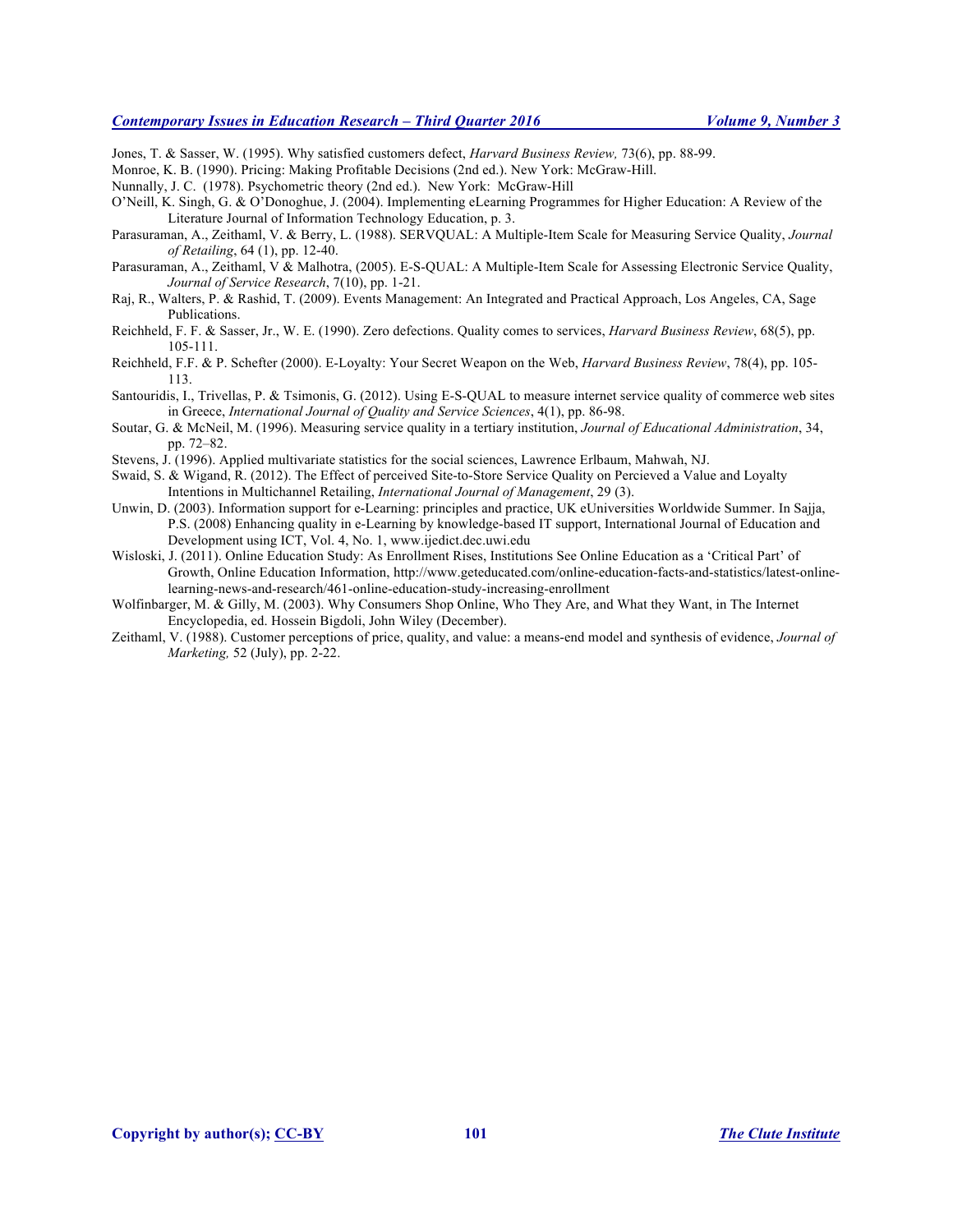Jones, T. & Sasser, W. (1995). Why satisfied customers defect, *Harvard Business Review,* 73(6), pp. 88-99.

Monroe, K. B. (1990). Pricing: Making Profitable Decisions (2nd ed.). New York: McGraw-Hill.

Nunnally, J. C. (1978). Psychometric theory (2nd ed.). New York: McGraw-Hill

O'Neill, K. Singh, G. & O'Donoghue, J. (2004). Implementing eLearning Programmes for Higher Education: A Review of the Literature Journal of Information Technology Education, p. 3.

Parasuraman, A., Zeithaml, V. & Berry, L. (1988). SERVQUAL: A Multiple-Item Scale for Measuring Service Quality, *Journal of Retailing*, 64 (1), pp. 12-40.

Parasuraman, A., Zeithaml, V & Malhotra, (2005). E-S-QUAL: A Multiple-Item Scale for Assessing Electronic Service Quality, *Journal of Service Research*, 7(10), pp. 1-21.

Raj, R., Walters, P. & Rashid, T. (2009). Events Management: An Integrated and Practical Approach, Los Angeles, CA, Sage Publications.

Reichheld, F. F. & Sasser, Jr., W. E. (1990). Zero defections. Quality comes to services, *Harvard Business Review*, 68(5), pp. 105-111.

Reichheld, F.F. & P. Schefter (2000). E-Loyalty: Your Secret Weapon on the Web, *Harvard Business Review*, 78(4), pp. 105-113.

Santouridis, I., Trivellas, P. & Tsimonis, G. (2012). Using E-S-QUAL to measure internet service quality of commerce web sites in Greece, *International Journal of Quality and Service Sciences*, 4(1), pp. 86-98.

Soutar, G. & McNeil, M. (1996). Measuring service quality in a tertiary institution, *Journal of Educational Administration*, 34, pp. 72–82.

Stevens, J. (1996). Applied multivariate statistics for the social sciences, Lawrence Erlbaum, Mahwah, NJ.

Swaid, S. & Wigand, R. (2012). The Effect of perceived Site-to-Store Service Quality on Percieved a Value and Loyalty Intentions in Multichannel Retailing, *International Journal of Management*, 29 (3).

Unwin, D. (2003). Information support for e-Learning: principles and practice, UK eUniversities Worldwide Summer. In Sajja, P.S. (2008) Enhancing quality in e-Learning by knowledge-based IT support, International Journal of Education and Development using ICT, Vol. 4, No. 1, www.ijedict.dec.uwi.edu

Wisloski, J. (2011). Online Education Study: As Enrollment Rises, Institutions See Online Education as a 'Critical Part' of Growth, Online Education Information, http://www.geteducated.com/online-education-facts-and-statistics/latest-online-learning-news-and-research/461-online-education-study-increasing-enrollment

Wolfinbarger, M. & Gilly, M. (2003). Why Consumers Shop Online, Who They Are, and What they Want, in The Internet Encyclopedia, ed. Hossein Bigdoli, John Wiley (December).

Zeithaml, V. (1988). Customer perceptions of price, quality, and value: a means-end model and synthesis of evidence, *Journal of Marketing,* 52 (July), pp. 2-22.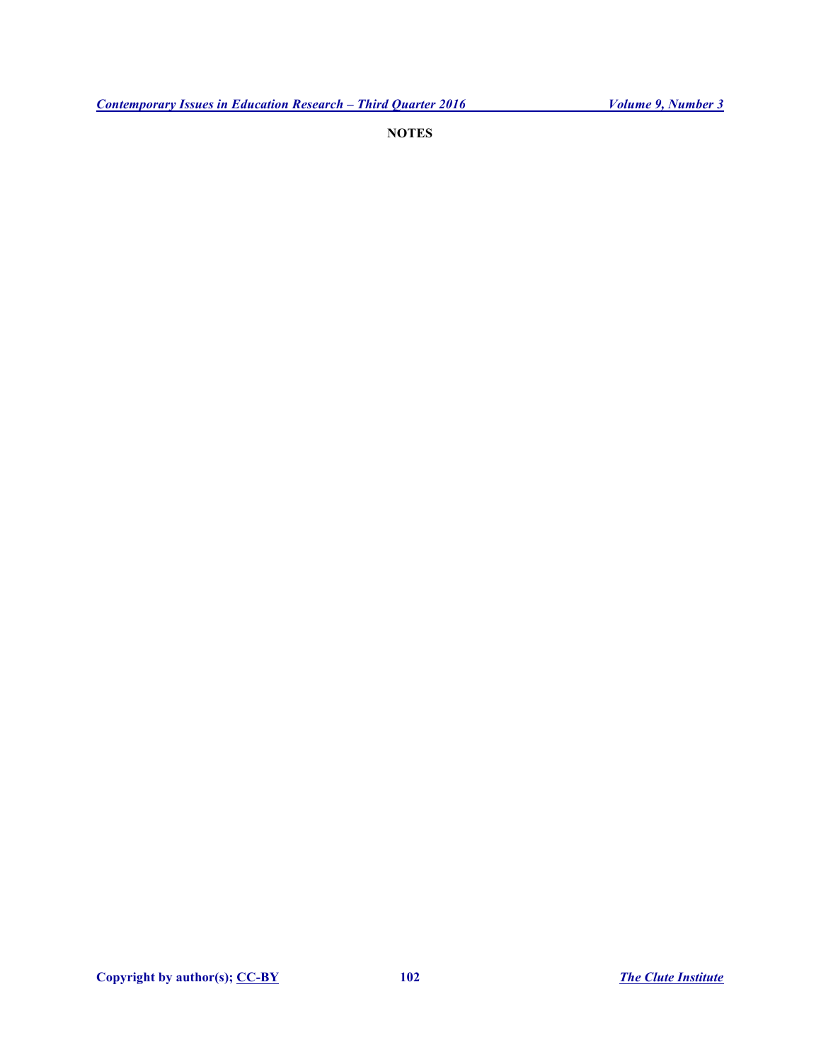**NOTES**